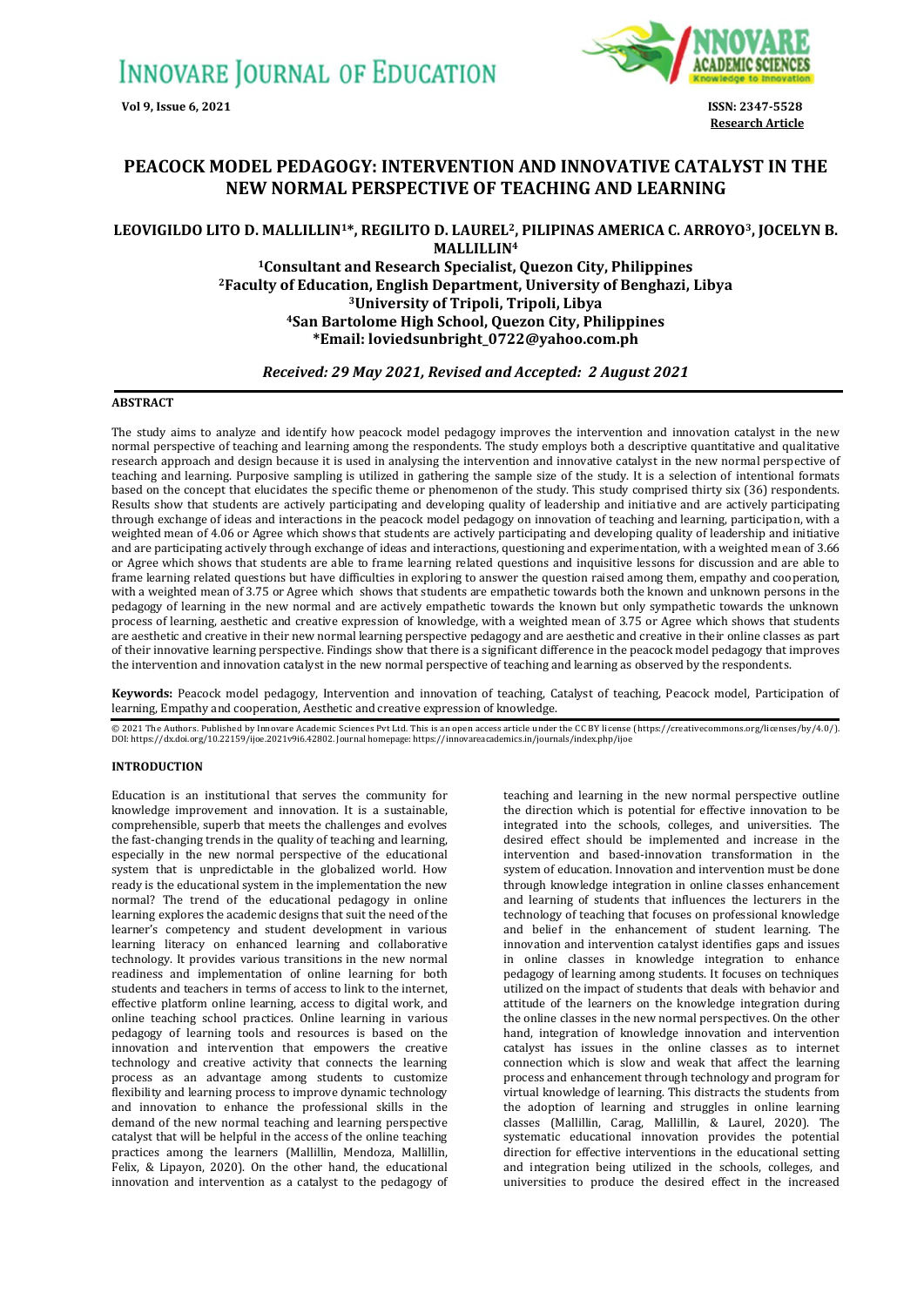# PEACOCK MODEL PEDAGOGY: INTERVENTION AND INNOVATIVE CATALYST IN THE NEW NORMAL PERSPECTIVE OF TEACHING AND LEARNING

**LEOVIGILDO LITO D. MALLILLIN[1]*, REGILITO D. LAUREL[2], PILIPINAS AMERICA C. ARROYO[3], JOCELYN B. MALLILLIN[4]**

**[1]Consultant and Research Specialist, Quezon City, Philippines**
**[2]Faculty of Education, English Department, University of Benghazi, Libya**
**[3]University of Tripoli, Tripoli, Libya**
**[4]San Bartolome High School, Quezon City, Philippines**
***Email: loviedsunbright_0722@yahoo.com.ph**

*Received: 29 May 2021, Revised and Accepted: 2 August 2021*

## ABSTRACT

The study aims to analyze and identify how peacock model pedagogy improves the intervention and innovation catalyst in the new normal perspective of teaching and learning among the respondents. The study employs both a descriptive quantitative and qualitative research approach and design because it is used in analysing the intervention and innovative catalyst in the new normal perspective of teaching and learning. Purposive sampling is utilized in gathering the sample size of the study. It is a selection of intentional formats based on the concept that elucidates the specific theme or phenomenon of the study. This study comprised thirty six (36) respondents. Results show that students are actively participating and developing quality of leadership and initiative and are actively participating through exchange of ideas and interactions in the peacock model pedagogy on innovation of teaching and learning, participation, with a weighted mean of 4.06 or Agree which shows that students are actively participating and developing quality of leadership and initiative and are participating actively through exchange of ideas and interactions, questioning and experimentation, with a weighted mean of 3.66 or Agree which shows that students are able to frame learning related questions and inquisitive lessons for discussion and are able to frame learning related questions but have difficulties in exploring to answer the question raised among them, empathy and cooperation, with a weighted mean of 3.75 or Agree which shows that students are empathetic towards both the known and unknown persons in the pedagogy of learning in the new normal and are actively empathetic towards the known but only sympathetic towards the unknown process of learning, aesthetic and creative expression of knowledge, with a weighted mean of 3.75 or Agree which shows that students are aesthetic and creative in their new normal learning perspective pedagogy and are aesthetic and creative in their online classes as part of their innovative learning perspective. Findings show that there is a significant difference in the peacock model pedagogy that improves the intervention and innovation catalyst in the new normal perspective of teaching and learning as observed by the respondents.

**Keywords:** Peacock model pedagogy, Intervention and innovation of teaching, Catalyst of teaching, Peacock model, Participation of learning, Empathy and cooperation, Aesthetic and creative expression of knowledge.

© 2021 The Authors. Published by Innovare Academic Sciences Pvt Ltd. This is an open access article under the CC BY license (https://creativecommons.org/licenses/by/4.0/). DOI: https://dx.doi.org/10.22159/ijoe.2021v9i6.42802. Journal homepage: https://innovareacademics.in/journals/index.php/ijoe

## INTRODUCTION

Education is an institutional that serves the community for knowledge improvement and innovation. It is a sustainable, comprehensible, superb that meets the challenges and evolves the fast-changing trends in the quality of teaching and learning, especially in the new normal perspective of the educational system that is unpredictable in the globalized world. How ready is the educational system in the implementation the new normal? The trend of the educational pedagogy in online learning explores the academic designs that suit the need of the learner's competency and student development in various learning literacy on enhanced learning and collaborative technology. It provides various transitions in the new normal readiness and implementation of online learning for both students and teachers in terms of access to link to the internet, effective platform online learning, access to digital work, and online teaching school practices. Online learning in various pedagogy of learning tools and resources is based on the innovation and intervention that empowers the creative technology and creative activity that connects the learning process as an advantage among students to customize flexibility and learning process to improve dynamic technology and innovation to enhance the professional skills in the demand of the new normal teaching and learning perspective catalyst that will be helpful in the access of the online teaching practices among the learners (Mallillin, Mendoza, Mallillin, Felix, & Lipayon, 2020). On the other hand, the educational innovation and intervention as a catalyst to the pedagogy of teaching and learning in the new normal perspective outline the direction which is potential for effective innovation to be integrated into the schools, colleges, and universities. The desired effect should be implemented and increase in the intervention and based-innovation transformation in the system of education. Innovation and intervention must be done through knowledge integration in online classes enhancement and learning of students that influences the lecturers in the technology of teaching that focuses on professional knowledge and belief in the enhancement of student learning. The innovation and intervention catalyst identifies gaps and issues in online classes in knowledge integration to enhance pedagogy of learning among students. It focuses on techniques utilized on the impact of students that deals with behavior and attitude of the learners on the knowledge integration during the online classes in the new normal perspectives. On the other hand, integration of knowledge innovation and intervention catalyst has issues in the online classes as to internet connection which is slow and weak that affect the learning process and enhancement through technology and program for virtual knowledge of learning. This distracts the students from the adoption of learning and struggles in online learning classes (Mallillin, Carag, Mallillin, & Laurel, 2020). The systematic educational innovation provides the potential direction for effective interventions in the educational setting and integration being utilized in the schools, colleges, and universities to produce the desired effect in the increased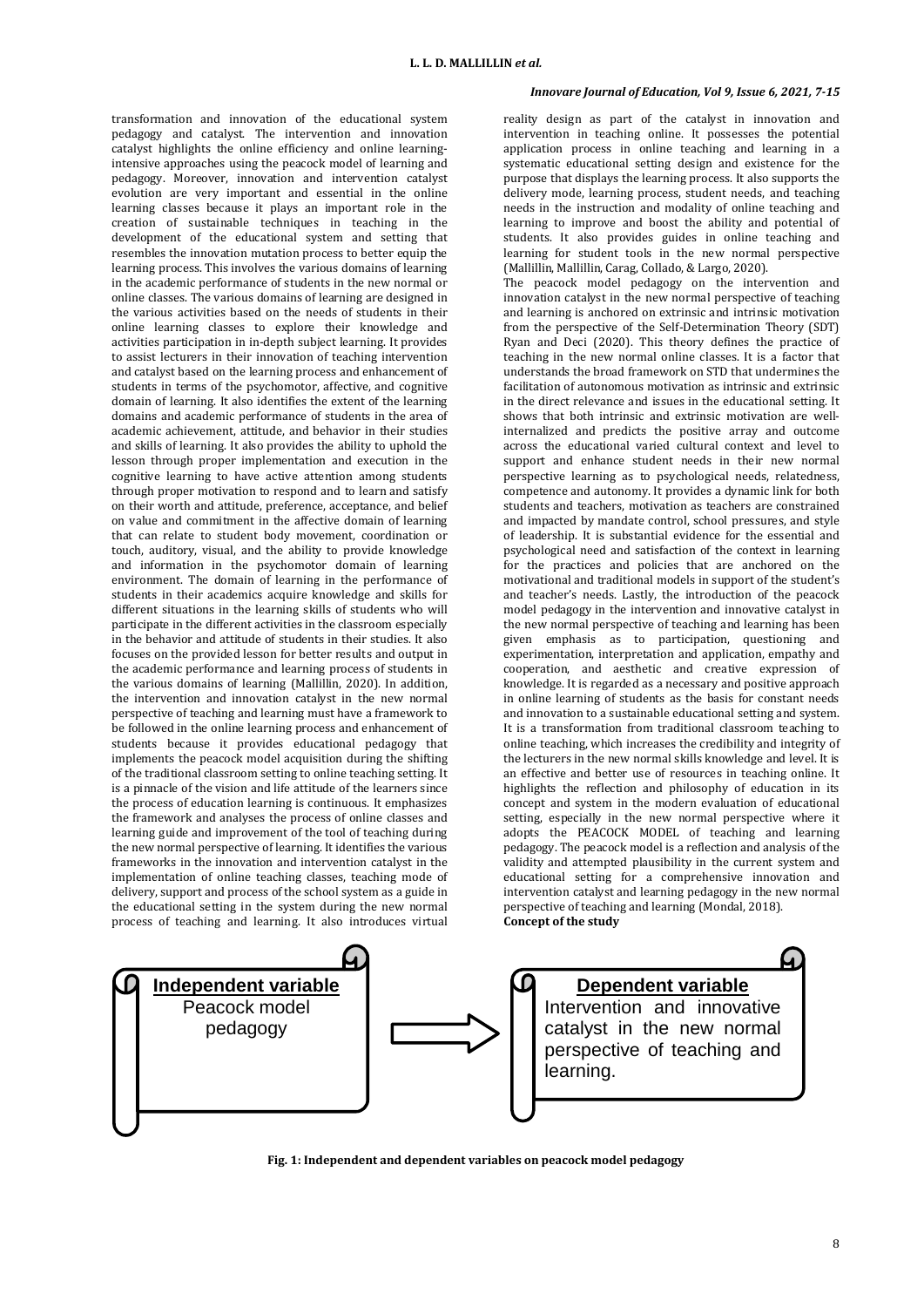transformation and innovation of the educational system pedagogy and catalyst. The intervention and innovation catalyst highlights the online efficiency and online learning-intensive approaches using the peacock model of learning and pedagogy. Moreover, innovation and intervention catalyst evolution are very important and essential in the online learning classes because it plays an important role in the creation of sustainable techniques in teaching in the development of the educational system and setting that resembles the innovation mutation process to better equip the learning process. This involves the various domains of learning in the academic performance of students in the new normal or online classes. The various domains of learning are designed in the various activities based on the needs of students in their online learning classes to explore their knowledge and activities participation in in-depth subject learning. It provides to assist lecturers in their innovation of teaching intervention and catalyst based on the learning process and enhancement of students in terms of the psychomotor, affective, and cognitive domain of learning. It also identifies the extent of the learning domains and academic performance of students in the area of academic achievement, attitude, and behavior in their studies and skills of learning. It also provides the ability to uphold the lesson through proper implementation and execution in the cognitive learning to have active attention among students through proper motivation to respond and to learn and satisfy on their worth and attitude, preference, acceptance, and belief on value and commitment in the affective domain of learning that can relate to student body movement, coordination or touch, auditory, visual, and the ability to provide knowledge and information in the psychomotor domain of learning environment. The domain of learning in the performance of students in their academics acquire knowledge and skills for different situations in the learning skills of students who will participate in the different activities in the classroom especially in the behavior and attitude of students in their studies. It also focuses on the provided lesson for better results and output in the academic performance and learning process of students in the various domains of learning (Mallillin, 2020). In addition, the intervention and innovation catalyst in the new normal perspective of teaching and learning must have a framework to be followed in the online learning process and enhancement of students because it provides educational pedagogy that implements the peacock model acquisition during the shifting of the traditional classroom setting to online teaching setting. It is a pinnacle of the vision and life attitude of the learners since the process of education learning is continuous. It emphasizes the framework and analyses the process of online classes and learning guide and improvement of the tool of teaching during the new normal perspective of learning. It identifies the various frameworks in the innovation and intervention catalyst in the implementation of online teaching classes, teaching mode of delivery, support and process of the school system as a guide in the educational setting in the system during the new normal process of teaching and learning. It also introduces virtual reality design as part of the catalyst in innovation and intervention in teaching online. It possesses the potential application process in online teaching and learning in a systematic educational setting design and existence for the purpose that displays the learning process. It also supports the delivery mode, learning process, student needs, and teaching needs in the instruction and modality of online teaching and learning to improve and boost the ability and potential of students. It also provides guides in online teaching and learning for student tools in the new normal perspective (Mallillin, Mallillin, Carag, Collado, & Largo, 2020).

The peacock model pedagogy on the intervention and innovation catalyst in the new normal perspective of teaching and learning is anchored on extrinsic and intrinsic motivation from the perspective of the Self-Determination Theory (SDT) Ryan and Deci (2020). This theory defines the practice of teaching in the new normal online classes. It is a factor that understands the broad framework on STD that undermines the facilitation of autonomous motivation as intrinsic and extrinsic in the direct relevance and issues in the educational setting. It shows that both intrinsic and extrinsic motivation are well-internalized and predicts the positive array and outcome across the educational varied cultural context and level to support and enhance student needs in their new normal perspective learning as to psychological needs, relatedness, competence and autonomy. It provides a dynamic link for both students and teachers, motivation as teachers are constrained and impacted by mandate control, school pressures, and style of leadership. It is substantial evidence for the essential and psychological need and satisfaction of the context in learning for the practices and policies that are anchored on the motivational and traditional models in support of the student's and teacher's needs. Lastly, the introduction of the peacock model pedagogy in the intervention and innovative catalyst in the new normal perspective of teaching and learning has been given emphasis as to participation, questioning and experimentation, interpretation and application, empathy and cooperation, and aesthetic and creative expression of knowledge. It is regarded as a necessary and positive approach in online learning of students as the basis for constant needs and innovation to a sustainable educational setting and system. It is a transformation from traditional classroom teaching to online teaching, which increases the credibility and integrity of the lecturers in the new normal skills knowledge and level. It is an effective and better use of resources in teaching online. It highlights the reflection and philosophy of education in its concept and system in the modern evaluation of educational setting, especially in the new normal perspective where it adopts the PEACOCK MODEL of teaching and learning pedagogy. The peacock model is a reflection and analysis of the validity and attempted plausibility in the current system and educational setting for a comprehensive innovation and intervention catalyst and learning pedagogy in the new normal perspective of teaching and learning (Mondal, 2018).

**Concept of the study**

| **Independent variable** | | **Dependent variable** |
|---|---|---|
| Peacock model pedagogy | → | Intervention and innovative catalyst in the new normal perspective of teaching and learning. |

**Fig. 1: Independent and dependent variables on peacock model pedagogy**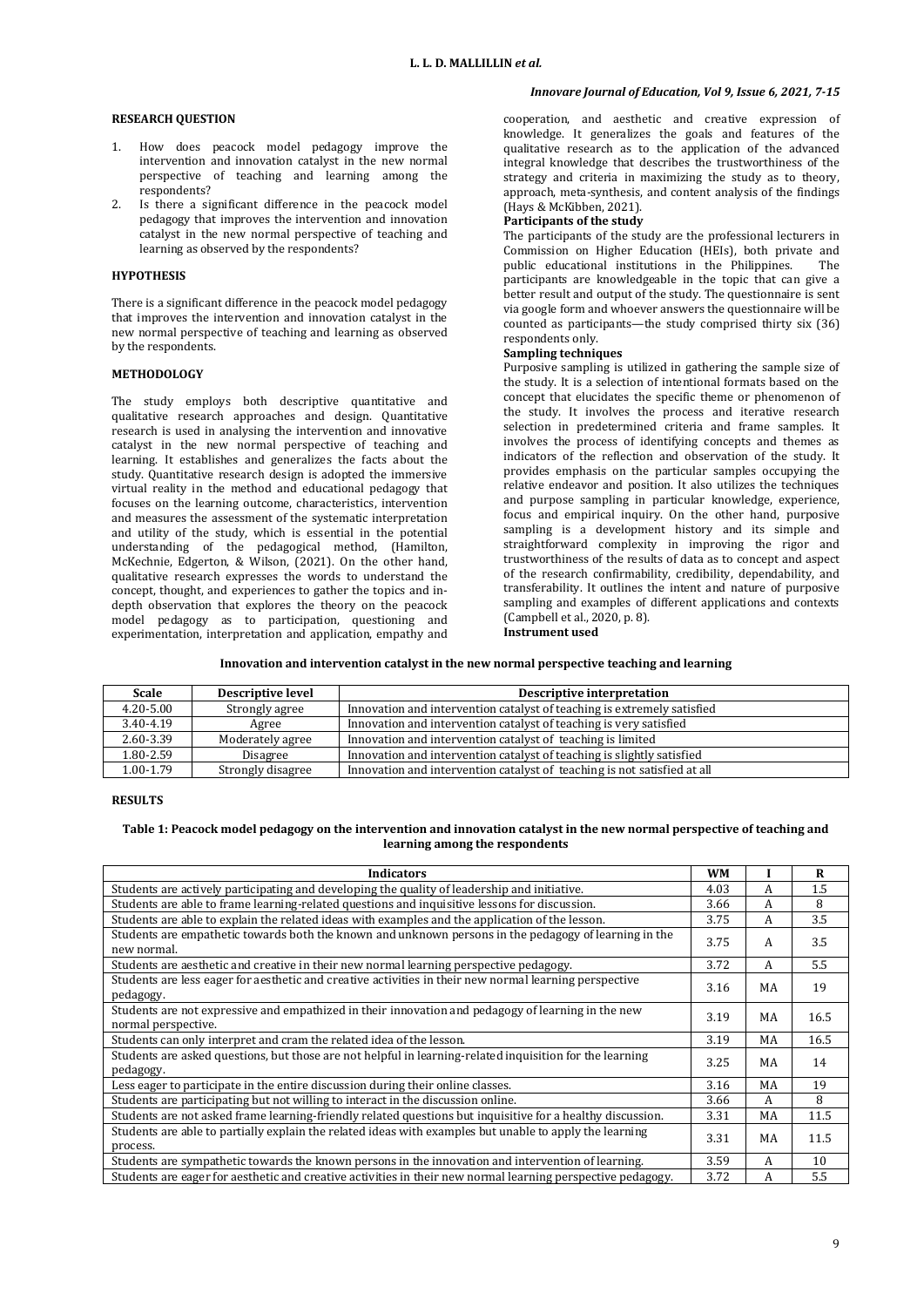## RESEARCH QUESTION

1. How does peacock model pedagogy improve the intervention and innovation catalyst in the new normal perspective of teaching and learning among the respondents?
2. Is there a significant difference in the peacock model pedagogy that improves the intervention and innovation catalyst in the new normal perspective of teaching and learning as observed by the respondents?

## HYPOTHESIS

There is a significant difference in the peacock model pedagogy that improves the intervention and innovation catalyst in the new normal perspective of teaching and learning as observed by the respondents.

## METHODOLOGY

The study employs both descriptive quantitative and qualitative research approaches and design. Quantitative research is used in analysing the intervention and innovative catalyst in the new normal perspective of teaching and learning. It establishes and generalizes the facts about the study. Quantitative research design is adopted the immersive virtual reality in the method and educational pedagogy that focuses on the learning outcome, characteristics, intervention and measures the assessment of the systematic interpretation and utility of the study, which is essential in the potential understanding of the pedagogical method, (Hamilton, McKechnie, Edgerton, & Wilson, (2021). On the other hand, qualitative research expresses the words to understand the concept, thought, and experiences to gather the topics and in-depth observation that explores the theory on the peacock model pedagogy as to participation, questioning and experimentation, interpretation and application, empathy and cooperation, and aesthetic and creative expression of knowledge. It generalizes the goals and features of the qualitative research as to the application of the advanced integral knowledge that describes the trustworthiness of the strategy and criteria in maximizing the study as to theory, approach, meta-synthesis, and content analysis of the findings (Hays & McKibben, 2021).

**Participants of the study**

The participants of the study are the professional lecturers in Commission on Higher Education (HEIs), both private and public educational institutions in the Philippines. The participants are knowledgeable in the topic that can give a better result and output of the study. The questionnaire is sent via google form and whoever answers the questionnaire will be counted as participants—the study comprised thirty six (36) respondents only.

**Sampling techniques**

Purposive sampling is utilized in gathering the sample size of the study. It is a selection of intentional formats based on the concept that elucidates the specific theme or phenomenon of the study. It involves the process and iterative research selection in predetermined criteria and frame samples. It involves the process of identifying concepts and themes as indicators of the reflection and observation of the study. It provides emphasis on the particular samples occupying the relative endeavor and position. It also utilizes the techniques and purpose sampling in particular knowledge, experience, focus and empirical inquiry. On the other hand, purposive sampling is a development history and its simple and straightforward complexity in improving the rigor and trustworthiness of the results of data as to concept and aspect of the research confirmability, credibility, dependability, and transferability. It outlines the intent and nature of purposive sampling and examples of different applications and contexts (Campbell et al., 2020, p. 8).

**Instrument used**

**Innovation and intervention catalyst in the new normal perspective teaching and learning**

| Scale | Descriptive level | Descriptive interpretation |
|---|---|---|
| 4.20-5.00 | Strongly agree | Innovation and intervention catalyst of teaching is extremely satisfied |
| 3.40-4.19 | Agree | Innovation and intervention catalyst of teaching is very satisfied |
| 2.60-3.39 | Moderately agree | Innovation and intervention catalyst of teaching is limited |
| 1.80-2.59 | Disagree | Innovation and intervention catalyst of teaching is slightly satisfied |
| 1.00-1.79 | Strongly disagree | Innovation and intervention catalyst of teaching is not satisfied at all |

## RESULTS

**Table 1: Peacock model pedagogy on the intervention and innovation catalyst in the new normal perspective of teaching and learning among the respondents**

| Indicators | WM | I | R |
|---|---|---|---|
| Students are actively participating and developing the quality of leadership and initiative. | 4.03 | A | 1.5 |
| Students are able to frame learning-related questions and inquisitive lessons for discussion. | 3.66 | A | 8 |
| Students are able to explain the related ideas with examples and the application of the lesson. | 3.75 | A | 3.5 |
| Students are empathetic towards both the known and unknown persons in the pedagogy of learning in the new normal. | 3.75 | A | 3.5 |
| Students are aesthetic and creative in their new normal learning perspective pedagogy. | 3.72 | A | 5.5 |
| Students are less eager for aesthetic and creative activities in their new normal learning perspective pedagogy. | 3.16 | MA | 19 |
| Students are not expressive and empathized in their innovation and pedagogy of learning in the new normal perspective. | 3.19 | MA | 16.5 |
| Students can only interpret and cram the related idea of the lesson. | 3.19 | MA | 16.5 |
| Students are asked questions, but those are not helpful in learning-related inquisition for the learning pedagogy. | 3.25 | MA | 14 |
| Less eager to participate in the entire discussion during their online classes. | 3.16 | MA | 19 |
| Students are participating but not willing to interact in the discussion online. | 3.66 | A | 8 |
| Students are not asked frame learning-friendly related questions but inquisitive for a healthy discussion. | 3.31 | MA | 11.5 |
| Students are able to partially explain the related ideas with examples but unable to apply the learning process. | 3.31 | MA | 11.5 |
| Students are sympathetic towards the known persons in the innovation and intervention of learning. | 3.59 | A | 10 |
| Students are eager for aesthetic and creative activities in their new normal learning perspective pedagogy. | 3.72 | A | 5.5 |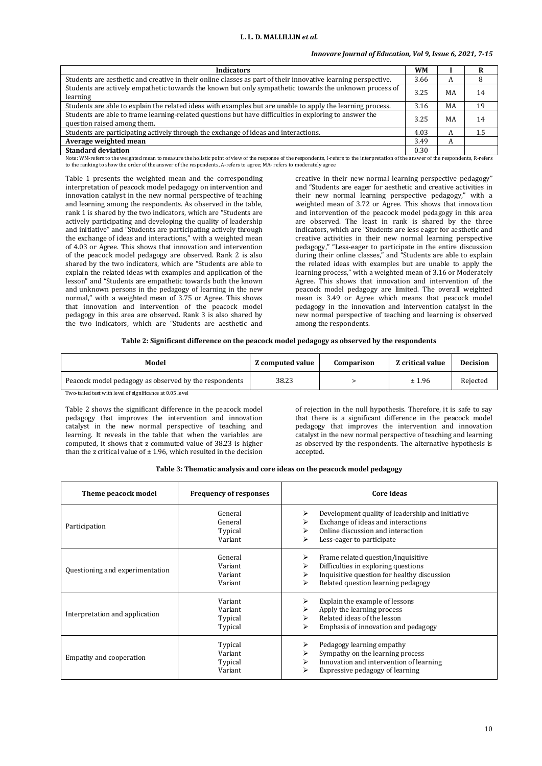| Indicators | WM | I | R |
|---|---|---|---|
| Students are aesthetic and creative in their online classes as part of their innovative learning perspective. | 3.66 | A | 8 |
| Students are actively empathetic towards the known but only sympathetic towards the unknown process of learning | 3.25 | MA | 14 |
| Students are able to explain the related ideas with examples but are unable to apply the learning process. | 3.16 | MA | 19 |
| Students are able to frame learning-related questions but have difficulties in exploring to answer the question raised among them. | 3.25 | MA | 14 |
| Students are participating actively through the exchange of ideas and interactions. | 4.03 | A | 1.5 |
| **Average weighted mean** | 3.49 | A | |
| **Standard deviation** | 0.30 | | |

Note: WM-refers to the weighted mean to measure the holistic point of view of the response of the respondents, I-refers to the interpretation of the answer of the respondents, R-refers to the ranking to show the order of the answer of the respondents, A-refers to agree; MA- refers to moderately agree

Table 1 presents the weighted mean and the corresponding interpretation of peacock model pedagogy on intervention and innovation catalyst in the new normal perspective of teaching and learning among the respondents. As observed in the table, rank 1 is shared by the two indicators, which are "Students are actively participating and developing the quality of leadership and initiative" and "Students are participating actively through the exchange of ideas and interactions," with a weighted mean of 4.03 or Agree. This shows that innovation and intervention of the peacock model pedagogy are observed. Rank 2 is also shared by the two indicators, which are "Students are able to explain the related ideas with examples and application of the lesson" and "Students are empathetic towards both the known and unknown persons in the pedagogy of learning in the new normal," with a weighted mean of 3.75 or Agree. This shows that innovation and intervention of the peacock model pedagogy in this area are observed. Rank 3 is also shared by the two indicators, which are "Students are aesthetic and creative in their new normal learning perspective pedagogy" and "Students are eager for aesthetic and creative activities in their new normal learning perspective pedagogy," with a weighted mean of 3.72 or Agree. This shows that innovation and intervention of the peacock model pedagogy in this area are observed. The least in rank is shared by the three indicators, which are "Students are less eager for aesthetic and creative activities in their new normal learning perspective pedagogy," "Less-eager to participate in the entire discussion during their online classes," and "Students are able to explain the related ideas with examples but are unable to apply the learning process," with a weighted mean of 3.16 or Moderately Agree. This shows that innovation and intervention of the peacock model pedagogy are limited. The overall weighted mean is 3.49 or Agree which means that peacock model pedagogy in the innovation and intervention catalyst in the new normal perspective of teaching and learning is observed among the respondents.

**Table 2: Significant difference on the peacock model pedagogy as observed by the respondents**

| Model | Z computed value | Comparison | Z critical value | Decision |
|---|---|---|---|---|
| Peacock model pedagogy as observed by the respondents | 38.23 | > | ± 1.96 | Rejected |

Two-tailed test with level of significance at 0.05 level

Table 2 shows the significant difference in the peacock model pedagogy that improves the intervention and innovation catalyst in the new normal perspective of teaching and learning. It reveals in the table that when the variables are computed, it shows that z commuted value of 38.23 is higher than the z critical value of ± 1.96, which resulted in the decision of rejection in the null hypothesis. Therefore, it is safe to say that there is a significant difference in the peacock model pedagogy that improves the intervention and innovation catalyst in the new normal perspective of teaching and learning as observed by the respondents. The alternative hypothesis is accepted.

**Table 3: Thematic analysis and core ideas on the peacock model pedagogy**

| Theme peacock model | Frequency of responses | Core ideas |
|---|---|---|
| Participation | General<br>General<br>Typical<br>Variant | ➢ Development quality of leadership and initiative<br>➢ Exchange of ideas and interactions<br>➢ Online discussion and interaction<br>➢ Less-eager to participate |
| Questioning and experimentation | General<br>Variant<br>Variant<br>Variant | ➢ Frame related question/inquisitive<br>➢ Difficulties in exploring questions<br>➢ Inquisitive question for healthy discussion<br>➢ Related question learning pedagogy |
| Interpretation and application | Variant<br>Variant<br>Typical<br>Typical | ➢ Explain the example of lessons<br>➢ Apply the learning process<br>➢ Related ideas of the lesson<br>➢ Emphasis of innovation and pedagogy |
| Empathy and cooperation | Typical<br>Variant<br>Typical<br>Variant | ➢ Pedagogy learning empathy<br>➢ Sympathy on the learning process<br>➢ Innovation and intervention of learning<br>➢ Expressive pedagogy of learning |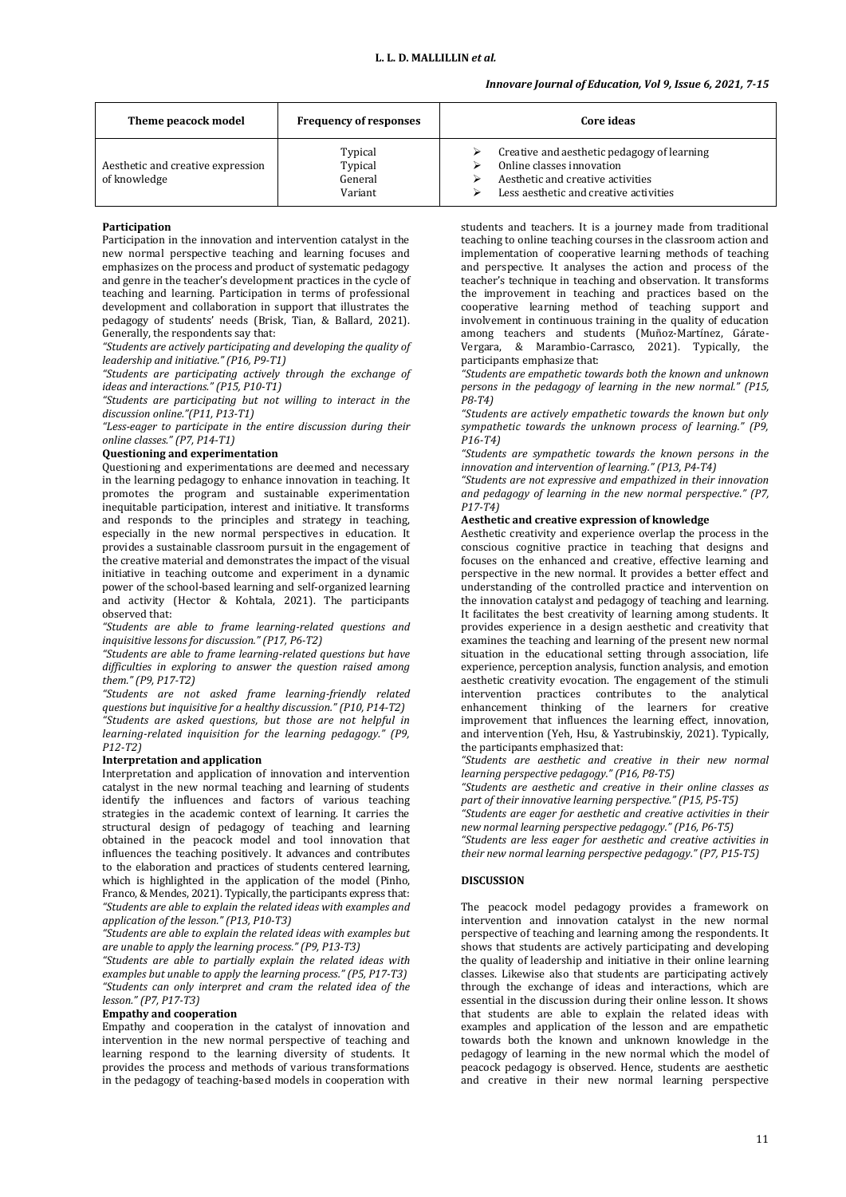| Theme peacock model | Frequency of responses | Core ideas |
| --- | --- | --- |
| Aesthetic and creative expression of knowledge | Typical<br>Typical<br>General<br>Variant | ➢ Creative and aesthetic pedagogy of learning<br>➢ Online classes innovation<br>➢ Aesthetic and creative activities<br>➢ Less aesthetic and creative activities |

### Participation

Participation in the innovation and intervention catalyst in the new normal perspective teaching and learning focuses and emphasizes on the process and product of systematic pedagogy and genre in the teacher's development practices in the cycle of teaching and learning. Participation in terms of professional development and collaboration in support that illustrates the pedagogy of students' needs (Brisk, Tian, & Ballard, 2021). Generally, the respondents say that:

*"Students are actively participating and developing the quality of leadership and initiative." (P16, P9-T1)*

*"Students are participating actively through the exchange of ideas and interactions." (P15, P10-T1)*

*"Students are participating but not willing to interact in the discussion online."(P11, P13-T1)*

*"Less-eager to participate in the entire discussion during their online classes." (P7, P14-T1)*

### Questioning and experimentation

Questioning and experimentations are deemed and necessary in the learning pedagogy to enhance innovation in teaching. It promotes the program and sustainable experimentation inequitable participation, interest and initiative. It transforms and responds to the principles and strategy in teaching, especially in the new normal perspectives in education. It provides a sustainable classroom pursuit in the engagement of the creative material and demonstrates the impact of the visual initiative in teaching outcome and experiment in a dynamic power of the school-based learning and self-organized learning and activity (Hector & Kohtala, 2021). The participants observed that:

*"Students are able to frame learning-related questions and inquisitive lessons for discussion." (P17, P6-T2)*

*"Students are able to frame learning-related questions but have difficulties in exploring to answer the question raised among them." (P9, P17-T2)*

*"Students are not asked frame learning-friendly related questions but inquisitive for a healthy discussion." (P10, P14-T2)*

*"Students are asked questions, but those are not helpful in learning-related inquisition for the learning pedagogy." (P9, P12-T2)*

### Interpretation and application

Interpretation and application of innovation and intervention catalyst in the new normal teaching and learning of students identify the influences and factors of various teaching strategies in the academic context of learning. It carries the structural design of pedagogy of teaching and learning obtained in the peacock model and tool innovation that influences the teaching positively. It advances and contributes to the elaboration and practices of students centered learning, which is highlighted in the application of the model (Pinho, Franco, & Mendes, 2021). Typically, the participants express that:

*"Students are able to explain the related ideas with examples and application of the lesson." (P13, P10-T3)*

*"Students are able to explain the related ideas with examples but are unable to apply the learning process." (P9, P13-T3)*

*"Students are able to partially explain the related ideas with examples but unable to apply the learning process." (P5, P17-T3)*

*"Students can only interpret and cram the related idea of the lesson." (P7, P17-T3)*

### Empathy and cooperation

Empathy and cooperation in the catalyst of innovation and intervention in the new normal perspective of teaching and learning respond to the learning diversity of students. It provides the process and methods of various transformations in the pedagogy of teaching-based models in cooperation with students and teachers. It is a journey made from traditional teaching to online teaching courses in the classroom action and implementation of cooperative learning methods of teaching and perspective. It analyses the action and process of the teacher's technique in teaching and observation. It transforms the improvement in teaching and practices based on the cooperative learning method of teaching support and involvement in continuous training in the quality of education among teachers and students (Muñoz-Martínez, Gárate-Vergara, & Marambio-Carrasco, 2021). Typically, the participants emphasize that:

*"Students are empathetic towards both the known and unknown persons in the pedagogy of learning in the new normal." (P15, P8-T4)*

*"Students are actively empathetic towards the known but only sympathetic towards the unknown process of learning." (P9, P16-T4)*

*"Students are sympathetic towards the known persons in the innovation and intervention of learning." (P13, P4-T4)*

*"Students are not expressive and empathized in their innovation and pedagogy of learning in the new normal perspective." (P7, P17-T4)*

### Aesthetic and creative expression of knowledge

Aesthetic creativity and experience overlap the process in the conscious cognitive practice in teaching that designs and focuses on the enhanced and creative, effective learning and perspective in the new normal. It provides a better effect and understanding of the controlled practice and intervention on the innovation catalyst and pedagogy of teaching and learning. It facilitates the best creativity of learning among students. It provides experience in a design aesthetic and creativity that examines the teaching and learning of the present new normal situation in the educational setting through association, life experience, perception analysis, function analysis, and emotion aesthetic creativity evocation. The engagement of the stimuli intervention practices contributes to the analytical enhancement thinking of the learners for creative improvement that influences the learning effect, innovation, and intervention (Yeh, Hsu, & Yastrubinskiy, 2021). Typically, the participants emphasized that:

*"Students are aesthetic and creative in their new normal learning perspective pedagogy." (P16, P8-T5)*

*"Students are aesthetic and creative in their online classes as part of their innovative learning perspective." (P15, P5-T5)*

*"Students are eager for aesthetic and creative activities in their new normal learning perspective pedagogy." (P16, P6-T5)*

*"Students are less eager for aesthetic and creative activities in their new normal learning perspective pedagogy." (P7, P15-T5)*

## DISCUSSION

The peacock model pedagogy provides a framework on intervention and innovation catalyst in the new normal perspective of teaching and learning among the respondents. It shows that students are actively participating and developing the quality of leadership and initiative in their online learning classes. Likewise also that students are participating actively through the exchange of ideas and interactions, which are essential in the discussion during their online lesson. It shows that students are able to explain the related ideas with examples and application of the lesson and are empathetic towards both the known and unknown knowledge in the pedagogy of learning in the new normal which the model of peacock pedagogy is observed. Hence, students are aesthetic and creative in their new normal learning perspective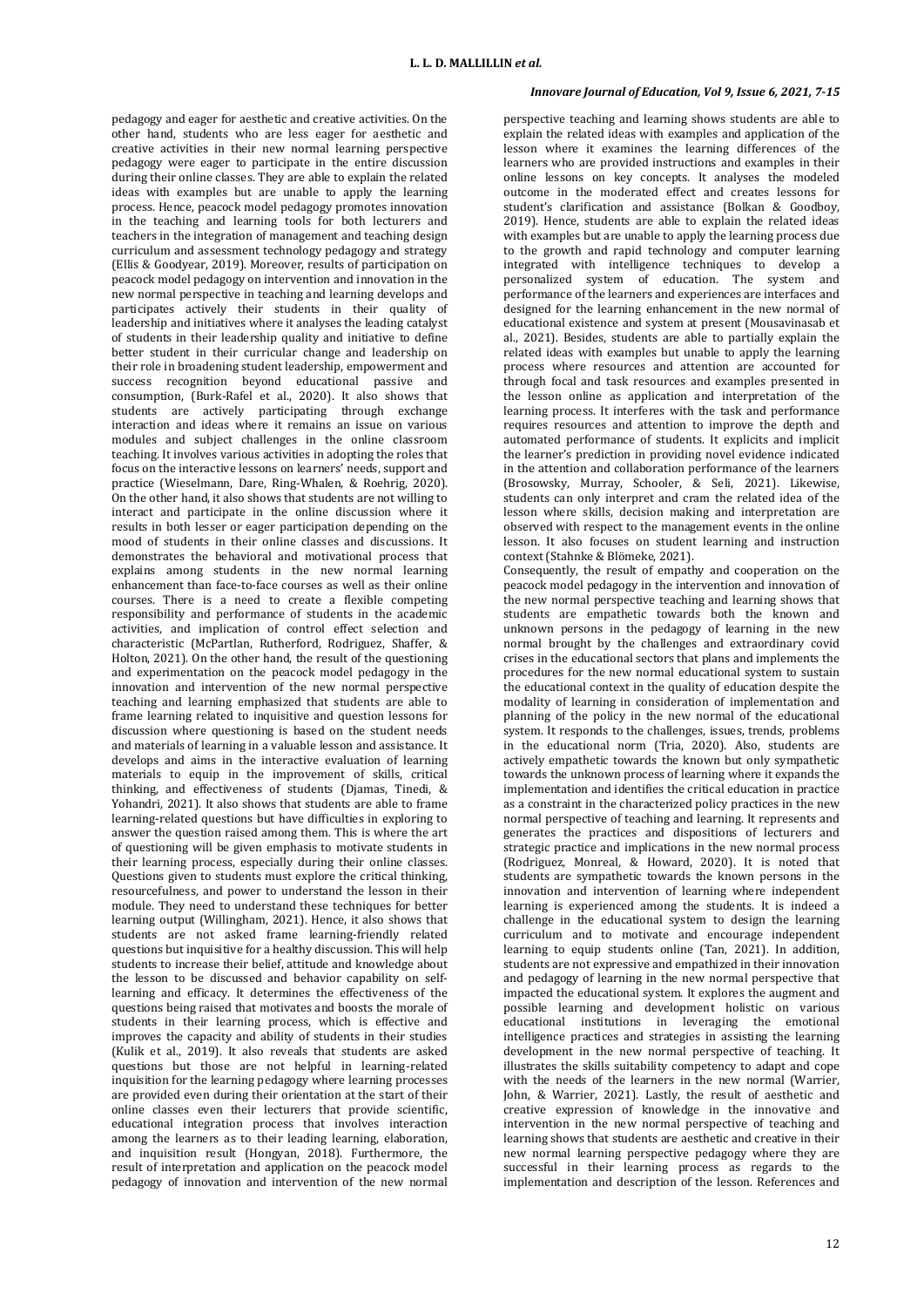pedagogy and eager for aesthetic and creative activities. On the other hand, students who are less eager for aesthetic and creative activities in their new normal learning perspective pedagogy were eager to participate in the entire discussion during their online classes. They are able to explain the related ideas with examples but are unable to apply the learning process. Hence, peacock model pedagogy promotes innovation in the teaching and learning tools for both lecturers and teachers in the integration of management and teaching design curriculum and assessment technology pedagogy and strategy (Ellis & Goodyear, 2019). Moreover, results of participation on peacock model pedagogy on intervention and innovation in the new normal perspective in teaching and learning develops and participates actively their students in their quality of leadership and initiatives where it analyses the leading catalyst of students in their leadership quality and initiative to define better student in their curricular change and leadership on their role in broadening student leadership, empowerment and success recognition beyond educational passive and consumption, (Burk-Rafel et al., 2020). It also shows that students are actively participating through exchange interaction and ideas where it remains an issue on various modules and subject challenges in the online classroom teaching. It involves various activities in adopting the roles that focus on the interactive lessons on learners' needs, support and practice (Wieselmann, Dare, Ring-Whalen, & Roehrig, 2020). On the other hand, it also shows that students are not willing to interact and participate in the online discussion where it results in both lesser or eager participation depending on the mood of students in their online classes and discussions. It demonstrates the behavioral and motivational process that explains among students in the new normal learning enhancement than face-to-face courses as well as their online courses. There is a need to create a flexible competing responsibility and performance of students in the academic activities, and implication of control effect selection and characteristic (McPartlan, Rutherford, Rodriguez, Shaffer, & Holton, 2021). On the other hand, the result of the questioning and experimentation on the peacock model pedagogy in the innovation and intervention of the new normal perspective teaching and learning emphasized that students are able to frame learning related to inquisitive and question lessons for discussion where questioning is based on the student needs and materials of learning in a valuable lesson and assistance. It develops and aims in the interactive evaluation of learning materials to equip in the improvement of skills, critical thinking, and effectiveness of students (Djamas, Tinedi, & Yohandri, 2021). It also shows that students are able to frame learning-related questions but have difficulties in exploring to answer the question raised among them. This is where the art of questioning will be given emphasis to motivate students in their learning process, especially during their online classes. Questions given to students must explore the critical thinking, resourcefulness, and power to understand the lesson in their module. They need to understand these techniques for better learning output (Willingham, 2021). Hence, it also shows that students are not asked frame learning-friendly related questions but inquisitive for a healthy discussion. This will help students to increase their belief, attitude and knowledge about the lesson to be discussed and behavior capability on self-learning and efficacy. It determines the effectiveness of the questions being raised that motivates and boosts the morale of students in their learning process, which is effective and improves the capacity and ability of students in their studies (Kulik et al., 2019). It also reveals that students are asked questions but those are not helpful in learning-related inquisition for the learning pedagogy where learning processes are provided even during their orientation at the start of their online classes even their lecturers that provide scientific, educational integration process that involves interaction among the learners as to their leading learning, elaboration, and inquisition result (Hongyan, 2018). Furthermore, the result of interpretation and application on the peacock model pedagogy of innovation and intervention of the new normal perspective teaching and learning shows students are able to explain the related ideas with examples and application of the lesson where it examines the learning differences of the learners who are provided instructions and examples in their online lessons on key concepts. It analyses the modeled outcome in the moderated effect and creates lessons for student's clarification and assistance (Bolkan & Goodboy, 2019). Hence, students are able to explain the related ideas with examples but are unable to apply the learning process due to the growth and rapid technology and computer learning integrated with intelligence techniques to develop a personalized system of education. The system and performance of the learners and experiences are interfaces and designed for the learning enhancement in the new normal of educational existence and system at present (Mousavinasab et al., 2021). Besides, students are able to partially explain the related ideas with examples but unable to apply the learning process where resources and attention are accounted for through focal and task resources and examples presented in the lesson online as application and interpretation of the learning process. It interferes with the task and performance requires resources and attention to improve the depth and automated performance of students. It explicits and implicit the learner's prediction in providing novel evidence indicated in the attention and collaboration performance of the learners (Brosowsky, Murray, Schooler, & Seli, 2021). Likewise, students can only interpret and cram the related idea of the lesson where skills, decision making and interpretation are observed with respect to the management events in the online lesson. It also focuses on student learning and instruction context (Stahnke & Blömeke, 2021).

Consequently, the result of empathy and cooperation on the peacock model pedagogy in the intervention and innovation of the new normal perspective teaching and learning shows that students are empathetic towards both the known and unknown persons in the pedagogy of learning in the new normal brought by the challenges and extraordinary covid crises in the educational sectors that plans and implements the procedures for the new normal educational system to sustain the educational context in the quality of education despite the modality of learning in consideration of implementation and planning of the policy in the new normal of the educational system. It responds to the challenges, issues, trends, problems in the educational norm (Tria, 2020). Also, students are actively empathetic towards the known but only sympathetic towards the unknown process of learning where it expands the implementation and identifies the critical education in practice as a constraint in the characterized policy practices in the new normal perspective of teaching and learning. It represents and generates the practices and dispositions of lecturers and strategic practice and implications in the new normal process (Rodriguez, Monreal, & Howard, 2020). It is noted that students are sympathetic towards the known persons in the innovation and intervention of learning where independent learning is experienced among the students. It is indeed a challenge in the educational system to design the learning curriculum and to motivate and encourage independent learning to equip students online (Tan, 2021). In addition, students are not expressive and empathized in their innovation and pedagogy of learning in the new normal perspective that impacted the educational system. It explores the augment and possible learning and development holistic on various educational institutions in leveraging the emotional intelligence practices and strategies in assisting the learning development in the new normal perspective of teaching. It illustrates the skills suitability competency to adapt and cope with the needs of the learners in the new normal (Warrier, John, & Warrier, 2021). Lastly, the result of aesthetic and creative expression of knowledge in the innovative and intervention in the new normal perspective of teaching and learning shows that students are aesthetic and creative in their new normal learning perspective pedagogy where they are successful in their learning process as regards to the implementation and description of the lesson. References and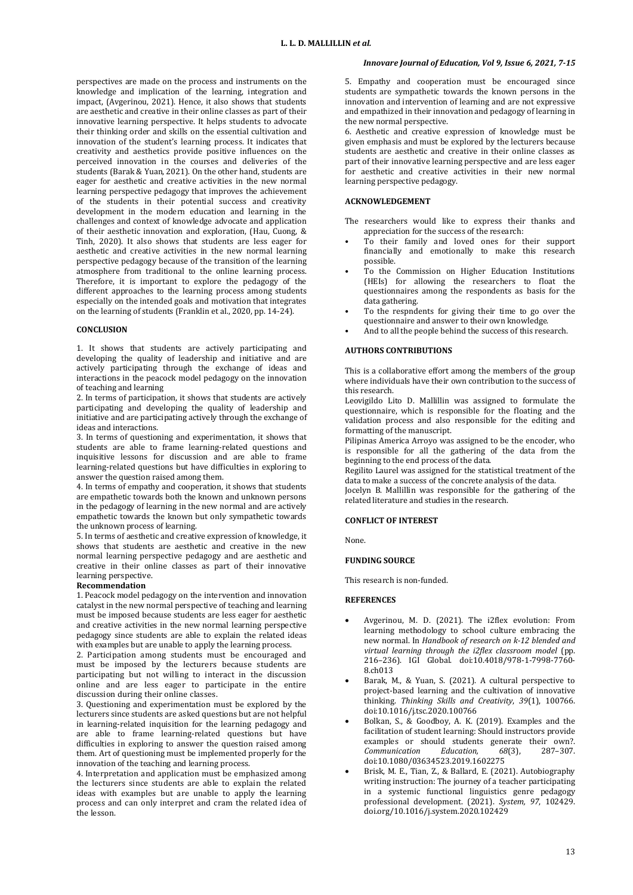perspectives are made on the process and instruments on the knowledge and implication of the learning, integration and impact, (Avgerinou, 2021). Hence, it also shows that students are aesthetic and creative in their online classes as part of their innovative learning perspective. It helps students to advocate their thinking order and skills on the essential cultivation and innovation of the student's learning process. It indicates that creativity and aesthetics provide positive influences on the perceived innovation in the courses and deliveries of the students (Barak & Yuan, 2021). On the other hand, students are eager for aesthetic and creative activities in the new normal learning perspective pedagogy that improves the achievement of the students in their potential success and creativity development in the modern education and learning in the challenges and context of knowledge advocate and application of their aesthetic innovation and exploration, (Hau, Cuong, & Tinh, 2020). It also shows that students are less eager for aesthetic and creative activities in the new normal learning perspective pedagogy because of the transition of the learning atmosphere from traditional to the online learning process. Therefore, it is important to explore the pedagogy of the different approaches to the learning process among students especially on the intended goals and motivation that integrates on the learning of students (Franklin et al., 2020, pp. 14-24).

## CONCLUSION

1. It shows that students are actively participating and developing the quality of leadership and initiative and are actively participating through the exchange of ideas and interactions in the peacock model pedagogy on the innovation of teaching and learning

2. In terms of participation, it shows that students are actively participating and developing the quality of leadership and initiative and are participating actively through the exchange of ideas and interactions.

3. In terms of questioning and experimentation, it shows that students are able to frame learning-related questions and inquisitive lessons for discussion and are able to frame learning-related questions but have difficulties in exploring to answer the question raised among them.

4. In terms of empathy and cooperation, it shows that students are empathetic towards both the known and unknown persons in the pedagogy of learning in the new normal and are actively empathetic towards the known but only sympathetic towards the unknown process of learning.

5. In terms of aesthetic and creative expression of knowledge, it shows that students are aesthetic and creative in the new normal learning perspective pedagogy and are aesthetic and creative in their online classes as part of their innovative learning perspective.

### Recommendation

1. Peacock model pedagogy on the intervention and innovation catalyst in the new normal perspective of teaching and learning must be imposed because students are less eager for aesthetic and creative activities in the new normal learning perspective pedagogy since students are able to explain the related ideas with examples but are unable to apply the learning process.

2. Participation among students must be encouraged and must be imposed by the lecturers because students are participating but not willing to interact in the discussion online and are less eager to participate in the entire discussion during their online classes.

3. Questioning and experimentation must be explored by the lecturers since students are asked questions but are not helpful in learning-related inquisition for the learning pedagogy and are able to frame learning-related questions but have difficulties in exploring to answer the question raised among them. Art of questioning must be implemented properly for the innovation of the teaching and learning process.

4. Interpretation and application must be emphasized among the lecturers since students are able to explain the related ideas with examples but are unable to apply the learning process and can only interpret and cram the related idea of the lesson.

5. Empathy and cooperation must be encouraged since students are sympathetic towards the known persons in the innovation and intervention of learning and are not expressive and empathized in their innovation and pedagogy of learning in the new normal perspective.

6. Aesthetic and creative expression of knowledge must be given emphasis and must be explored by the lecturers because students are aesthetic and creative in their online classes as part of their innovative learning perspective and are less eager for aesthetic and creative activities in their new normal learning perspective pedagogy.

## ACKNOWLEDGEMENT

The researchers would like to express their thanks and appreciation for the success of the research:

- To their family and loved ones for their support financially and emotionally to make this research possible.
- To the Commission on Higher Education Institutions (HEIs) for allowing the researchers to float the questionnaires among the respondents as basis for the data gathering.
- To the respndents for giving their time to go over the questionnaire and answer to their own knowledge.
- And to all the people behind the success of this research.

## AUTHORS CONTRIBUTIONS

This is a collaborative effort among the members of the group where individuals have their own contribution to the success of this research.

Leovigildo Lito D. Mallillin was assigned to formulate the questionnaire, which is responsible for the floating and the validation process and also responsible for the editing and formatting of the manuscript.

Pilipinas America Arroyo was assigned to be the encoder, who is responsible for all the gathering of the data from the beginning to the end process of the data.

Regilito Laurel was assigned for the statistical treatment of the data to make a success of the concrete analysis of the data.

Jocelyn B. Mallillin was responsible for the gathering of the related literature and studies in the research.

## CONFLICT OF INTEREST

None.

## FUNDING SOURCE

This research is non-funded.

## REFERENCES

- Avgerinou, M. D. (2021). The i2flex evolution: From learning methodology to school culture embracing the new normal. In *Handbook of research on k-12 blended and virtual learning through the i2flex classroom model* (pp. 216–236). IGI Global. doi:10.4018/978-1-7998-7760-8.ch013
- Barak, M., & Yuan, S. (2021). A cultural perspective to project-based learning and the cultivation of innovative thinking. *Thinking Skills and Creativity*, *39*(1), 100766. doi:10.1016/j.tsc.2020.100766
- Bolkan, S., & Goodboy, A. K. (2019). Examples and the facilitation of student learning: Should instructors provide examples or should students generate their own?. *Communication Education, 68*(3), 287–307. doi:10.1080/03634523.2019.1602275
- Brisk, M. E., Tian, Z., & Ballard, E. (2021). Autobiography writing instruction: The journey of a teacher participating in a systemic functional linguistics genre pedagogy professional development. (2021). *System, 97*, 102429. doi.org/10.1016/j.system.2020.102429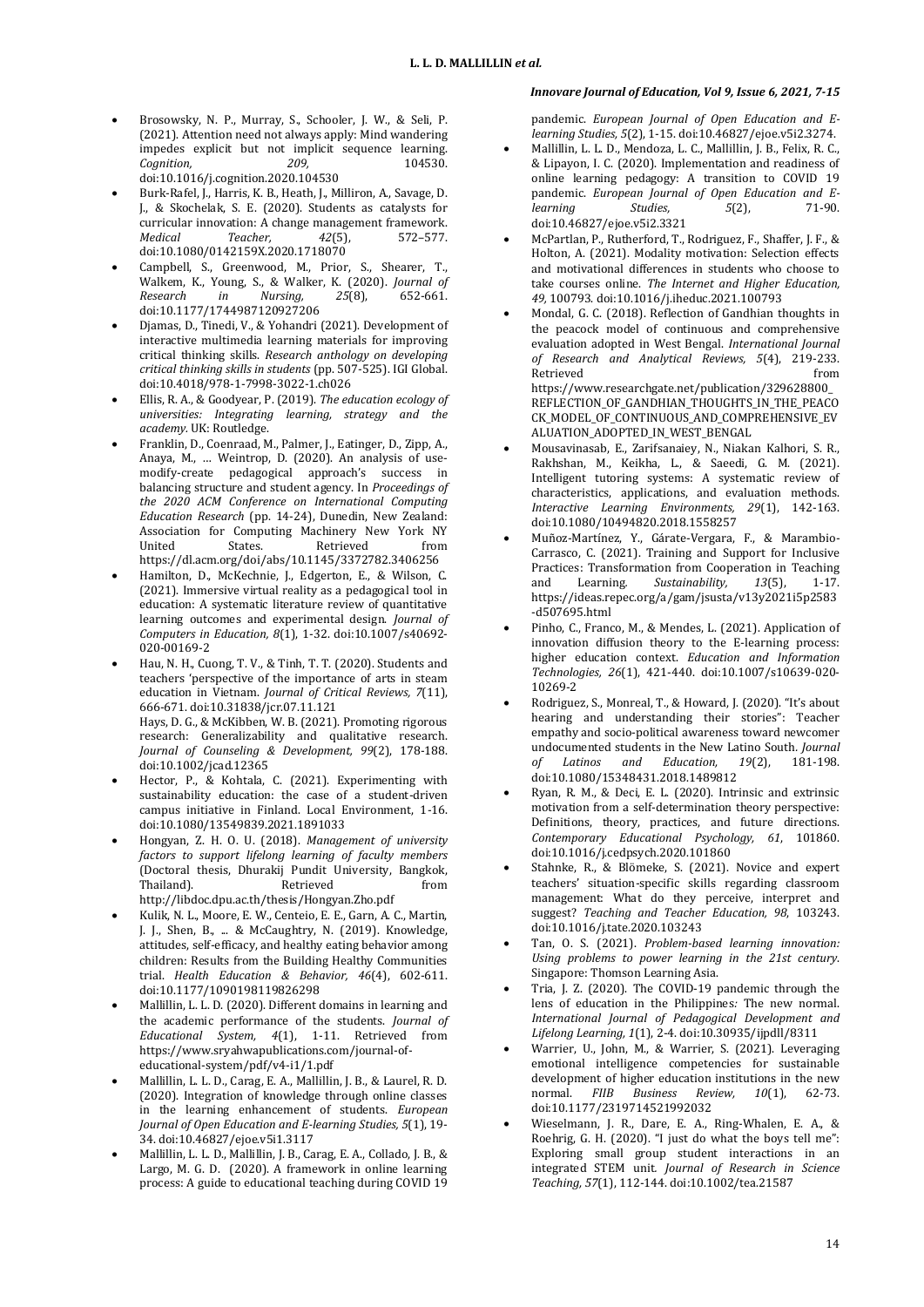- Brosowsky, N. P., Murray, S., Schooler, J. W., & Seli, P. (2021). Attention need not always apply: Mind wandering impedes explicit but not implicit sequence learning. *Cognition, 209,* 104530. doi:10.1016/j.cognition.2020.104530
- Burk-Rafel, J., Harris, K. B., Heath, J., Milliron, A., Savage, D. J., & Skochelak, S. E. (2020). Students as catalysts for curricular innovation: A change management framework. *Medical Teacher, 42*(5), 572–577. doi:10.1080/0142159X.2020.1718070
- Campbell, S., Greenwood, M., Prior, S., Shearer, T., Walkem, K., Young, S., & Walker, K. (2020). *Journal of Research in Nursing, 25*(8), 652-661. doi:10.1177/1744987120927206
- Djamas, D., Tinedi, V., & Yohandri (2021). Development of interactive multimedia learning materials for improving critical thinking skills. *Research anthology on developing critical thinking skills in students* (pp. 507-525). IGI Global. doi:10.4018/978-1-7998-3022-1.ch026
- Ellis, R. A., & Goodyear, P. (2019). *The education ecology of universities: Integrating learning, strategy and the academy*. UK: Routledge.
- Franklin, D., Coenraad, M., Palmer, J., Eatinger, D., Zipp, A., Anaya, M., … Weintrop, D. (2020). An analysis of use-modify-create pedagogical approach's success in balancing structure and student agency. In *Proceedings of the 2020 ACM Conference on International Computing Education Research* (pp. 14-24), Dunedin, New Zealand: Association for Computing Machinery New York NY United States. Retrieved from https://dl.acm.org/doi/abs/10.1145/3372782.3406256
- Hamilton, D., McKechnie, J., Edgerton, E., & Wilson, C. (2021). Immersive virtual reality as a pedagogical tool in education: A systematic literature review of quantitative learning outcomes and experimental design. *Journal of Computers in Education, 8*(1), 1-32. doi:10.1007/s40692-020-00169-2
- Hau, N. H., Cuong, T. V., & Tinh, T. T. (2020). Students and teachers 'perspective of the importance of arts in steam education in Vietnam. *Journal of Critical Reviews, 7*(11), 666-671. doi:10.31838/jcr.07.11.121
  Hays, D. G., & McKibben, W. B. (2021). Promoting rigorous research: Generalizability and qualitative research. *Journal of Counseling & Development, 99*(2), 178-188. doi:10.1002/jcad.12365
- Hector, P., & Kohtala, C. (2021). Experimenting with sustainability education: the case of a student-driven campus initiative in Finland. Local Environment, 1-16. doi:10.1080/13549839.2021.1891033
- Hongyan, Z. H. O. U. (2018). *Management of university factors to support lifelong learning of faculty members* (Doctoral thesis, Dhurakij Pundit University, Bangkok, Thailand). Retrieved from http://libdoc.dpu.ac.th/thesis/Hongyan.Zho.pdf
- Kulik, N. L., Moore, E. W., Centeio, E. E., Garn, A. C., Martin, J. J., Shen, B., ... & McCaughtry, N. (2019). Knowledge, attitudes, self-efficacy, and healthy eating behavior among children: Results from the Building Healthy Communities trial. *Health Education & Behavior, 46*(4), 602-611. doi:10.1177/1090198119826298
- Mallillin, L. L. D. (2020). Different domains in learning and the academic performance of the students. *Journal of Educational System, 4*(1), 1-11. Retrieved from https://www.sryahwapublications.com/journal-of-educational-system/pdf/v4-i1/1.pdf
- Mallillin, L. L. D., Carag, E. A., Mallillin, J. B., & Laurel, R. D. (2020). Integration of knowledge through online classes in the learning enhancement of students. *European Journal of Open Education and E-learning Studies, 5*(1), 19-34. doi:10.46827/ejoe.v5i1.3117
- Mallillin, L. L. D., Mallillin, J. B., Carag, E. A., Collado, J. B., & Largo, M. G. D. (2020). A framework in online learning process: A guide to educational teaching during COVID 19 pandemic. *European Journal of Open Education and E-learning Studies, 5*(2), 1-15. doi:10.46827/ejoe.v5i2.3274.
- Mallillin, L. L. D., Mendoza, L. C., Mallillin, J. B., Felix, R. C., & Lipayon, I. C. (2020). Implementation and readiness of online learning pedagogy: A transition to COVID 19 pandemic. *European Journal of Open Education and E-learning Studies, 5*(2), 71-90. doi:10.46827/ejoe.v5i2.3321
- McPartlan, P., Rutherford, T., Rodriguez, F., Shaffer, J. F., & Holton, A. (2021). Modality motivation: Selection effects and motivational differences in students who choose to take courses online. *The Internet and Higher Education, 49,* 100793. doi:10.1016/j.iheduc.2021.100793
- Mondal, G. C. (2018). Reflection of Gandhian thoughts in the peacock model of continuous and comprehensive evaluation adopted in West Bengal. *International Journal of Research and Analytical Reviews, 5*(4), 219-233. Retrieved from https://www.researchgate.net/publication/329628800_REFLECTION_OF_GANDHIAN_THOUGHTS_IN_THE_PEACOCK_MODEL_OF_CONTINUOUS_AND_COMPREHENSIVE_EVALUATION_ADOPTED_IN_WEST_BENGAL
- Mousavinasab, E., Zarifsanaiey, N., Niakan Kalhori, S. R., Rakhshan, M., Keikha, L., & Saeedi, G. M. (2021). Intelligent tutoring systems: A systematic review of characteristics, applications, and evaluation methods. *Interactive Learning Environments, 29*(1), 142-163. doi:10.1080/10494820.2018.1558257
- Muñoz-Martínez, Y., Gárate-Vergara, F., & Marambio-Carrasco, C. (2021). Training and Support for Inclusive Practices: Transformation from Cooperation in Teaching and Learning. *Sustainability, 13*(5), 1-17. https://ideas.repec.org/a/gam/jsusta/v13y2021i5p2583-d507695.html
- Pinho, C., Franco, M., & Mendes, L. (2021). Application of innovation diffusion theory to the E-learning process: higher education context. *Education and Information Technologies, 26*(1), 421-440. doi:10.1007/s10639-020-10269-2
- Rodriguez, S., Monreal, T., & Howard, J. (2020). "It's about hearing and understanding their stories": Teacher empathy and socio-political awareness toward newcomer undocumented students in the New Latino South. *Journal of Latinos and Education, 19*(2), 181-198. doi:10.1080/15348431.2018.1489812
- Ryan, R. M., & Deci, E. L. (2020). Intrinsic and extrinsic motivation from a self-determination theory perspective: Definitions, theory, practices, and future directions. *Contemporary Educational Psychology, 61*, 101860. doi:10.1016/j.cedpsych.2020.101860
- Stahnke, R., & Blömeke, S. (2021). Novice and expert teachers' situation-specific skills regarding classroom management: What do they perceive, interpret and suggest? *Teaching and Teacher Education, 98*, 103243. doi:10.1016/j.tate.2020.103243
- Tan, O. S. (2021). *Problem-based learning innovation: Using problems to power learning in the 21st century*. Singapore: Thomson Learning Asia.
- Tria, J. Z. (2020). The COVID-19 pandemic through the lens of education in the Philippines*:* The new normal. *International Journal of Pedagogical Development and Lifelong Learning, 1*(1), 2-4. doi:10.30935/ijpdll/8311
- Warrier, U., John, M., & Warrier, S. (2021). Leveraging emotional intelligence competencies for sustainable development of higher education institutions in the new normal. *FIIB Business Review, 10*(1), 62-73. doi:10.1177/2319714521992032
- Wieselmann, J. R., Dare, E. A., Ring-Whalen, E. A., & Roehrig, G. H. (2020). "I just do what the boys tell me": Exploring small group student interactions in an integrated STEM unit. *Journal of Research in Science Teaching, 57*(1), 112-144. doi:10.1002/tea.21587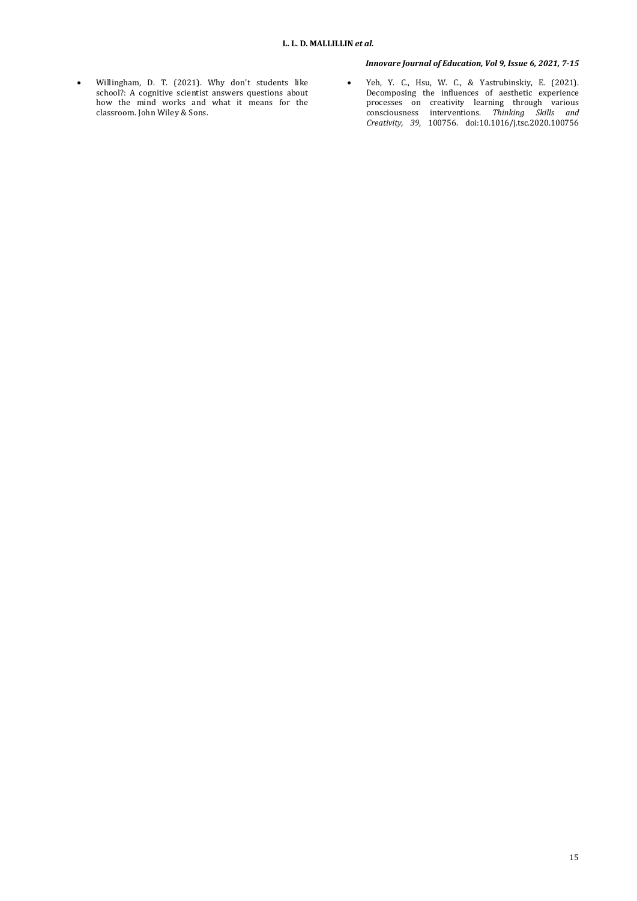- Willingham, D. T. (2021). Why don't students like school?: A cognitive scientist answers questions about how the mind works and what it means for the classroom. John Wiley & Sons.
- Yeh, Y. C., Hsu, W. C., & Yastrubinskiy, E. (2021). Decomposing the influences of aesthetic experience processes on creativity learning through various consciousness interventions. *Thinking Skills and Creativity, 39*, 100756. doi:10.1016/j.tsc.2020.100756